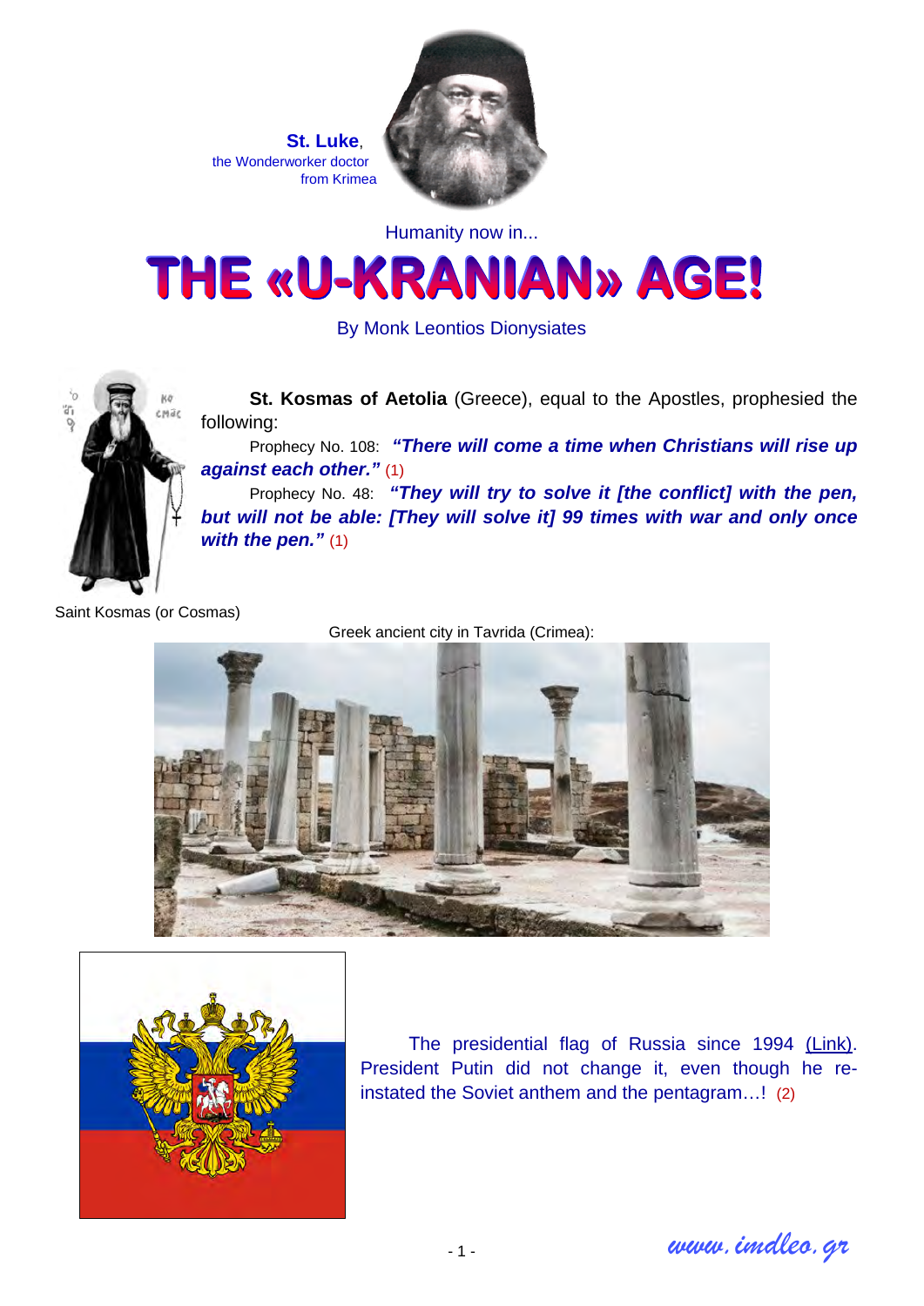**St. Luke**,
the Wonderworker doctor
from Krimea

Humanity now in...

# THE «U-KRANIAN» AGE!

By Monk Leontios Dionysiates

**St. Kosmas of Aetolia** (Greece), equal to the Apostles, prophesied the following:

Prophecy No. 108: ***"There will come a time when Christians will rise up against each other."*** (1)

Prophecy No. 48: ***"They will try to solve it [the conflict] with the pen, but will not be able: [They will solve it] 99 times with war and only once with the pen."*** (1)

Saint Kosmas (or Cosmas)

Greek ancient city in Tavrida (Crimea):

The presidential flag of Russia since 1994 (Link). President Putin did not change it, even though he re-instated the Soviet anthem and the pentagram…! (2)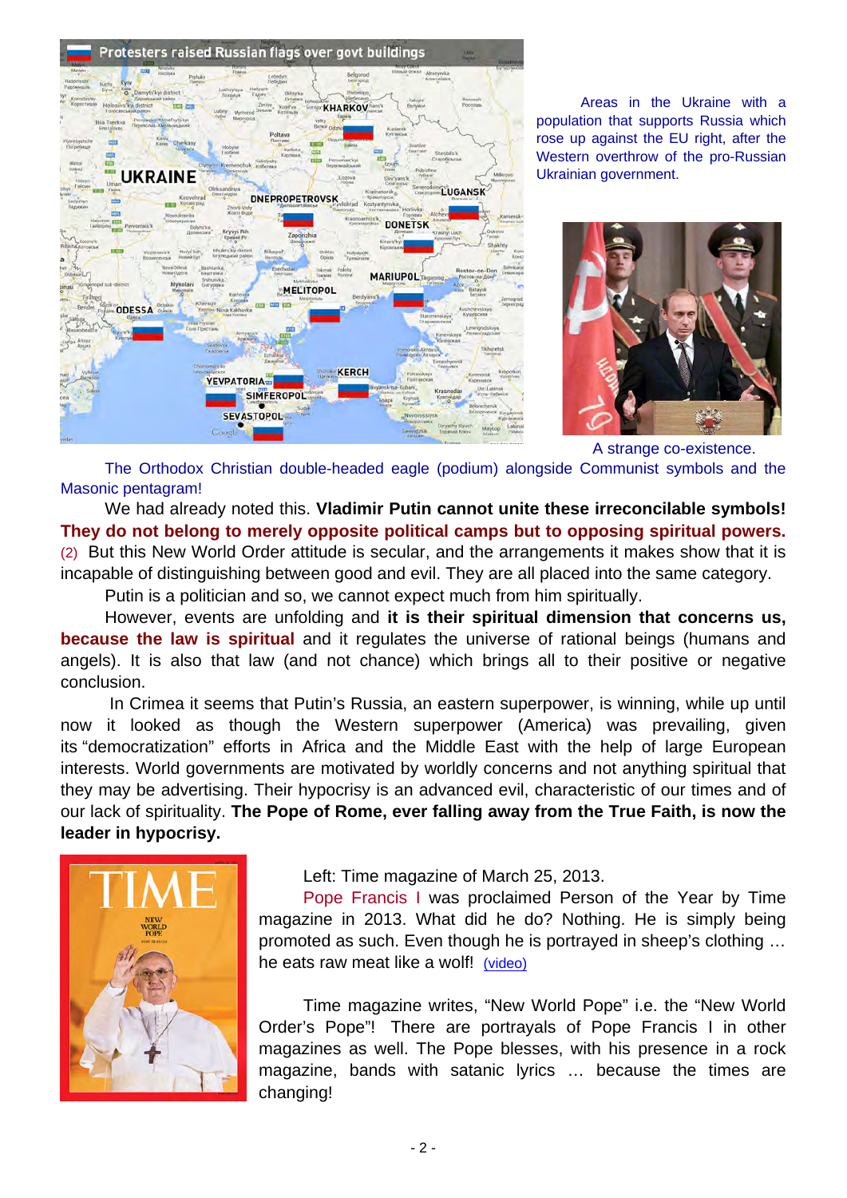Areas in the Ukraine with a population that supports Russia which rose up against the EU right, after the Western overthrow of the pro-Russian Ukrainian government.

A strange co-existence.

The Orthodox Christian double-headed eagle (podium) alongside Communist symbols and the Masonic pentagram!

We had already noted this. **Vladimir Putin cannot unite these irreconcilable symbols! They do not belong to merely opposite political camps but to opposing spiritual powers.** (2) But this New World Order attitude is secular, and the arrangements it makes show that it is incapable of distinguishing between good and evil. They are all placed into the same category.

Putin is a politician and so, we cannot expect much from him spiritually.

However, events are unfolding and **it is their spiritual dimension that concerns us, because the law is spiritual** and it regulates the universe of rational beings (humans and angels). It is also that law (and not chance) which brings all to their positive or negative conclusion.

In Crimea it seems that Putin's Russia, an eastern superpower, is winning, while up until now it looked as though the Western superpower (America) was prevailing, given its "democratization" efforts in Africa and the Middle East with the help of large European interests. World governments are motivated by worldly concerns and not anything spiritual that they may be advertising. Their hypocrisy is an advanced evil, characteristic of our times and of our lack of spirituality. **The Pope of Rome, ever falling away from the True Faith, is now the leader in hypocrisy.**

Left: Time magazine of March 25, 2013.

Pope Francis I was proclaimed Person of the Year by Time magazine in 2013. What did he do? Nothing. He is simply being promoted as such. Even though he is portrayed in sheep's clothing … he eats raw meat like a wolf! (video)

Time magazine writes, "New World Pope" i.e. the "New World Order's Pope"! There are portrayals of Pope Francis I in other magazines as well. The Pope blesses, with his presence in a rock magazine, bands with satanic lyrics … because the times are changing!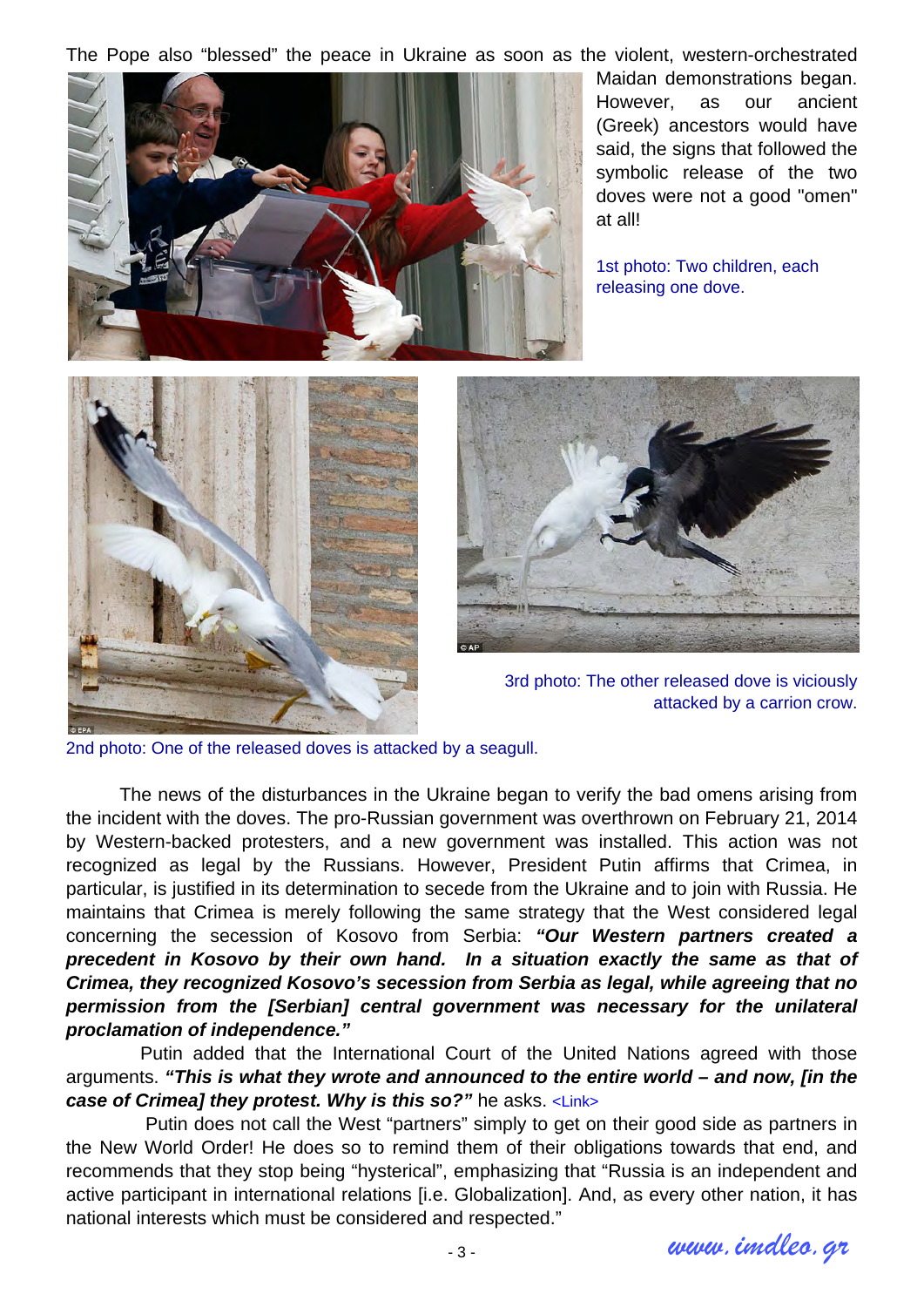The Pope also "blessed" the peace in Ukraine as soon as the violent, western-orchestrated Maidan demonstrations began. However, as our ancient (Greek) ancestors would have said, the signs that followed the symbolic release of the two doves were not a good "omen" at all!

1st photo: Two children, each releasing one dove.

2nd photo: One of the released doves is attacked by a seagull.

3rd photo: The other released dove is viciously attacked by a carrion crow.

The news of the disturbances in the Ukraine began to verify the bad omens arising from the incident with the doves. The pro-Russian government was overthrown on February 21, 2014 by Western-backed protesters, and a new government was installed. This action was not recognized as legal by the Russians. However, President Putin affirms that Crimea, in particular, is justified in its determination to secede from the Ukraine and to join with Russia. He maintains that Crimea is merely following the same strategy that the West considered legal concerning the secession of Kosovo from Serbia: ***"Our Western partners created a precedent in Kosovo by their own hand. In a situation exactly the same as that of Crimea, they recognized Kosovo's secession from Serbia as legal, while agreeing that no permission from the [Serbian] central government was necessary for the unilateral proclamation of independence."***

Putin added that the International Court of the United Nations agreed with those arguments. ***"This is what they wrote and announced to the entire world – and now, [in the case of Crimea] they protest. Why is this so?"*** he asks. <Link>

Putin does not call the West "partners" simply to get on their good side as partners in the New World Order! He does so to remind them of their obligations towards that end, and recommends that they stop being "hysterical", emphasizing that "Russia is an independent and active participant in international relations [i.e. Globalization]. And, as every other nation, it has national interests which must be considered and respected."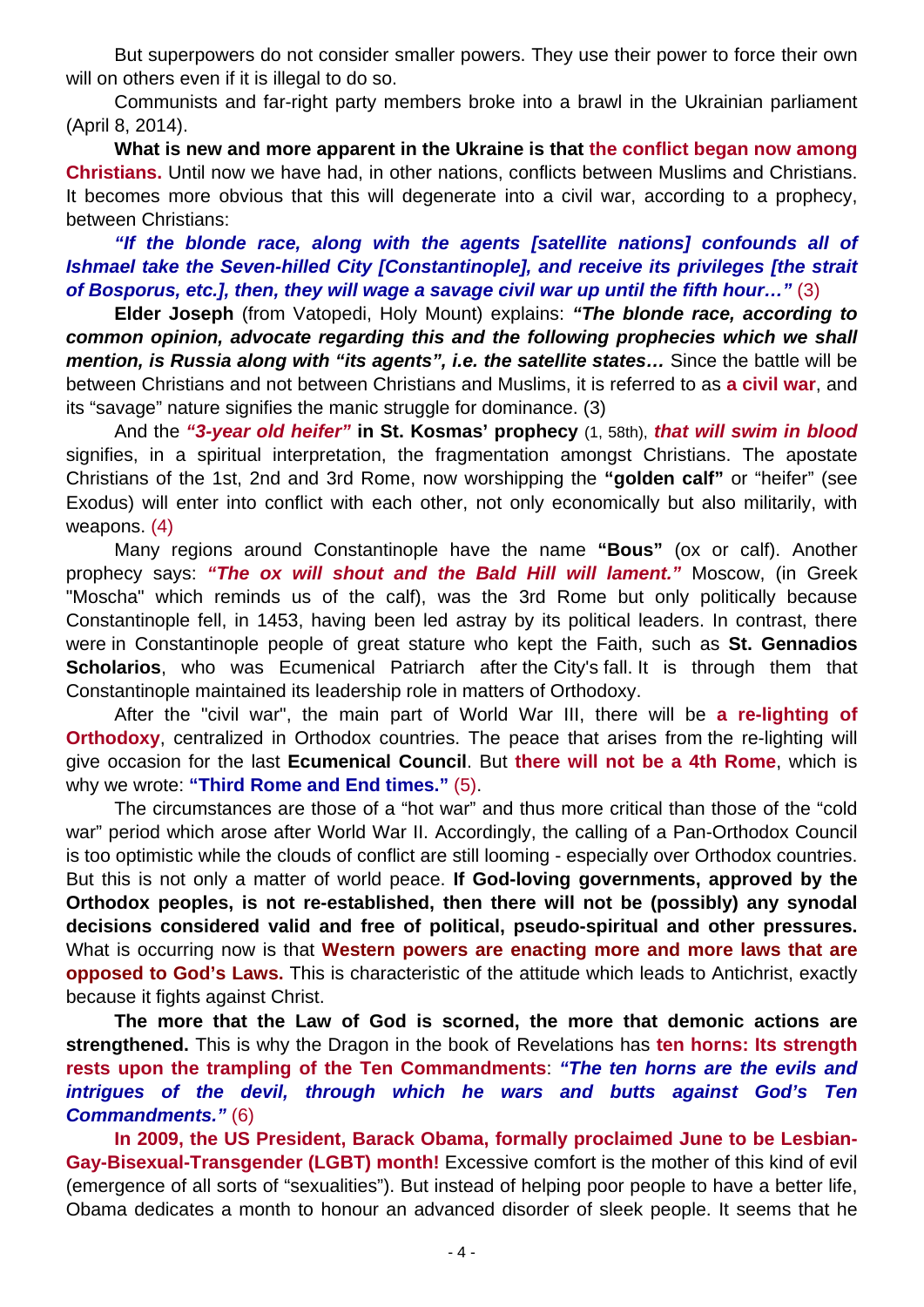But superpowers do not consider smaller powers. They use their power to force their own will on others even if it is illegal to do so.

Communists and far-right party members broke into a brawl in the Ukrainian parliament (April 8, 2014).

**What is new and more apparent in the Ukraine is that the conflict began now among Christians.** Until now we have had, in other nations, conflicts between Muslims and Christians. It becomes more obvious that this will degenerate into a civil war, according to a prophecy, between Christians:

***"If the blonde race, along with the agents [satellite nations] confounds all of Ishmael take the Seven-hilled City [Constantinople], and receive its privileges [the strait of Bosporus, etc.], then, they will wage a savage civil war up until the fifth hour…"*** (3)

**Elder Joseph** (from Vatopedi, Holy Mount) explains: ***"The blonde race, according to common opinion, advocate regarding this and the following prophecies which we shall mention, is Russia along with "its agents", i.e. the satellite states…*** Since the battle will be between Christians and not between Christians and Muslims, it is referred to as **a civil war**, and its "savage" nature signifies the manic struggle for dominance. (3)

And the ***"3-year old heifer"*** **in St. Kosmas' prophecy** (1, 58th), ***that will swim in blood*** signifies, in a spiritual interpretation, the fragmentation amongst Christians. The apostate Christians of the 1st, 2nd and 3rd Rome, now worshipping the **"golden calf"** or "heifer" (see Exodus) will enter into conflict with each other, not only economically but also militarily, with weapons. (4)

Many regions around Constantinople have the name **"Bous"** (ox or calf). Another prophecy says: ***"The ox will shout and the Bald Hill will lament."*** Moscow, (in Greek "Moscha" which reminds us of the calf), was the 3rd Rome but only politically because Constantinople fell, in 1453, having been led astray by its political leaders. In contrast, there were in Constantinople people of great stature who kept the Faith, such as **St. Gennadios Scholarios**, who was Ecumenical Patriarch after the City's fall. It is through them that Constantinople maintained its leadership role in matters of Orthodoxy.

After the "civil war", the main part of World War III, there will be **a re-lighting of Orthodoxy**, centralized in Orthodox countries. The peace that arises from the re-lighting will give occasion for the last **Ecumenical Council**. But **there will not be a 4th Rome**, which is why we wrote: **"Third Rome and End times."** (5).

The circumstances are those of a "hot war" and thus more critical than those of the "cold war" period which arose after World War II. Accordingly, the calling of a Pan-Orthodox Council is too optimistic while the clouds of conflict are still looming - especially over Orthodox countries. But this is not only a matter of world peace. **If God-loving governments, approved by the Orthodox peoples, is not re-established, then there will not be (possibly) any synodal decisions considered valid and free of political, pseudo-spiritual and other pressures.** What is occurring now is that **Western powers are enacting more and more laws that are opposed to God's Laws.** This is characteristic of the attitude which leads to Antichrist, exactly because it fights against Christ.

**The more that the Law of God is scorned, the more that demonic actions are strengthened.** This is why the Dragon in the book of Revelations has **ten horns: Its strength rests upon the trampling of the Ten Commandments**: ***"The ten horns are the evils and intrigues of the devil, through which he wars and butts against God's Ten Commandments."*** (6)

**In 2009, the US President, Barack Obama, formally proclaimed June to be Lesbian-Gay-Bisexual-Transgender (LGBT) month!** Excessive comfort is the mother of this kind of evil (emergence of all sorts of "sexualities"). But instead of helping poor people to have a better life, Obama dedicates a month to honour an advanced disorder of sleek people. It seems that he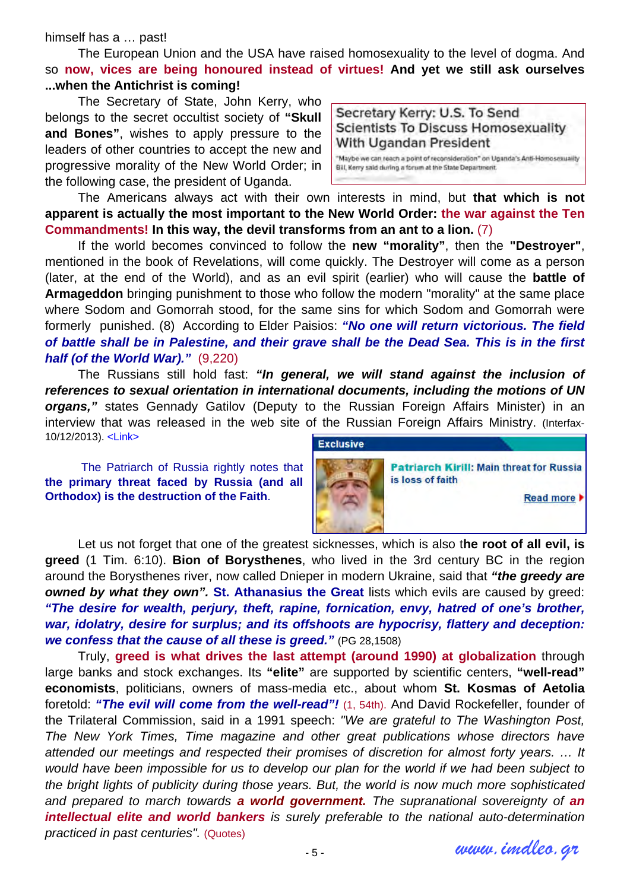himself has a … past!

The European Union and the USA have raised homosexuality to the level of dogma. And so **now, vices are being honoured instead of virtues! And yet we still ask ourselves ...when the Antichrist is coming!**

The Secretary of State, John Kerry, who belongs to the secret occultist society of **"Skull and Bones"**, wishes to apply pressure to the leaders of other countries to accept the new and progressive morality of the New World Order; in the following case, the president of Uganda.

Secretary Kerry: U.S. To Send Scientists To Discuss Homosexuality With Ugandan President

"Maybe we can reach a point of reconsideration" on Uganda's Anti-Homosexuality Bill, Kerry said during a forum at the State Department.

The Americans always act with their own interests in mind, but **that which is not apparent is actually the most important to the New World Order: the war against the Ten Commandments! In this way, the devil transforms from an ant to a lion.** (7)

If the world becomes convinced to follow the **new "morality"**, then the **"Destroyer"**, mentioned in the book of Revelations, will come quickly. The Destroyer will come as a person (later, at the end of the World), and as an evil spirit (earlier) who will cause the **battle of Armageddon** bringing punishment to those who follow the modern "morality" at the same place where Sodom and Gomorrah stood, for the same sins for which Sodom and Gomorrah were formerly punished. (8) According to Elder Paisios: ***"No one will return victorious. The field of battle shall be in Palestine, and their grave shall be the Dead Sea. This is in the first half (of the World War)."*** (9,220)

The Russians still hold fast: ***"In general, we will stand against the inclusion of references to sexual orientation in international documents, including the motions of UN organs,"*** states Gennady Gatilov (Deputy to the Russian Foreign Affairs Minister) in an interview that was released in the web site of the Russian Foreign Affairs Ministry. (Interfax-10/12/2013). <Link>

The Patriarch of Russia rightly notes that **the primary threat faced by Russia (and all Orthodox) is the destruction of the Faith**.

Exclusive

**Patriarch Kirill**: Main threat for Russia is loss of faith

Read more

Let us not forget that one of the greatest sicknesses, which is also t**he root of all evil, is greed** (1 Tim. 6:10). **Bion of Borysthenes**, who lived in the 3rd century BC in the region around the Borysthenes river, now called Dnieper in modern Ukraine, said that ***"the greedy are owned by what they own"***. **St. Athanasius the Great** lists which evils are caused by greed: ***"The desire for wealth, perjury, theft, rapine, fornication, envy, hatred of one's brother, war, idolatry, desire for surplus; and its offshoots are hypocrisy, flattery and deception: we confess that the cause of all these is greed."*** (PG 28,1508)

Truly, **greed is what drives the last attempt (around 1990) at globalization** through large banks and stock exchanges. Its **"elite"** are supported by scientific centers, **"well-read" economists**, politicians, owners of mass-media etc., about whom **St. Kosmas of Aetolia** foretold: ***"The evil will come from the well-read"!*** (1, 54th). And David Rockefeller, founder of the Trilateral Commission, said in a 1991 speech: *"We are grateful to The Washington Post, The New York Times, Time magazine and other great publications whose directors have attended our meetings and respected their promises of discretion for almost forty years. … It would have been impossible for us to develop our plan for the world if we had been subject to the bright lights of publicity during those years. But, the world is now much more sophisticated and prepared to march towards **a world government.** The supranational sovereignty of **an intellectual elite and world bankers** is surely preferable to the national auto-determination practiced in past centuries".* (Quotes)

www.imdleo.gr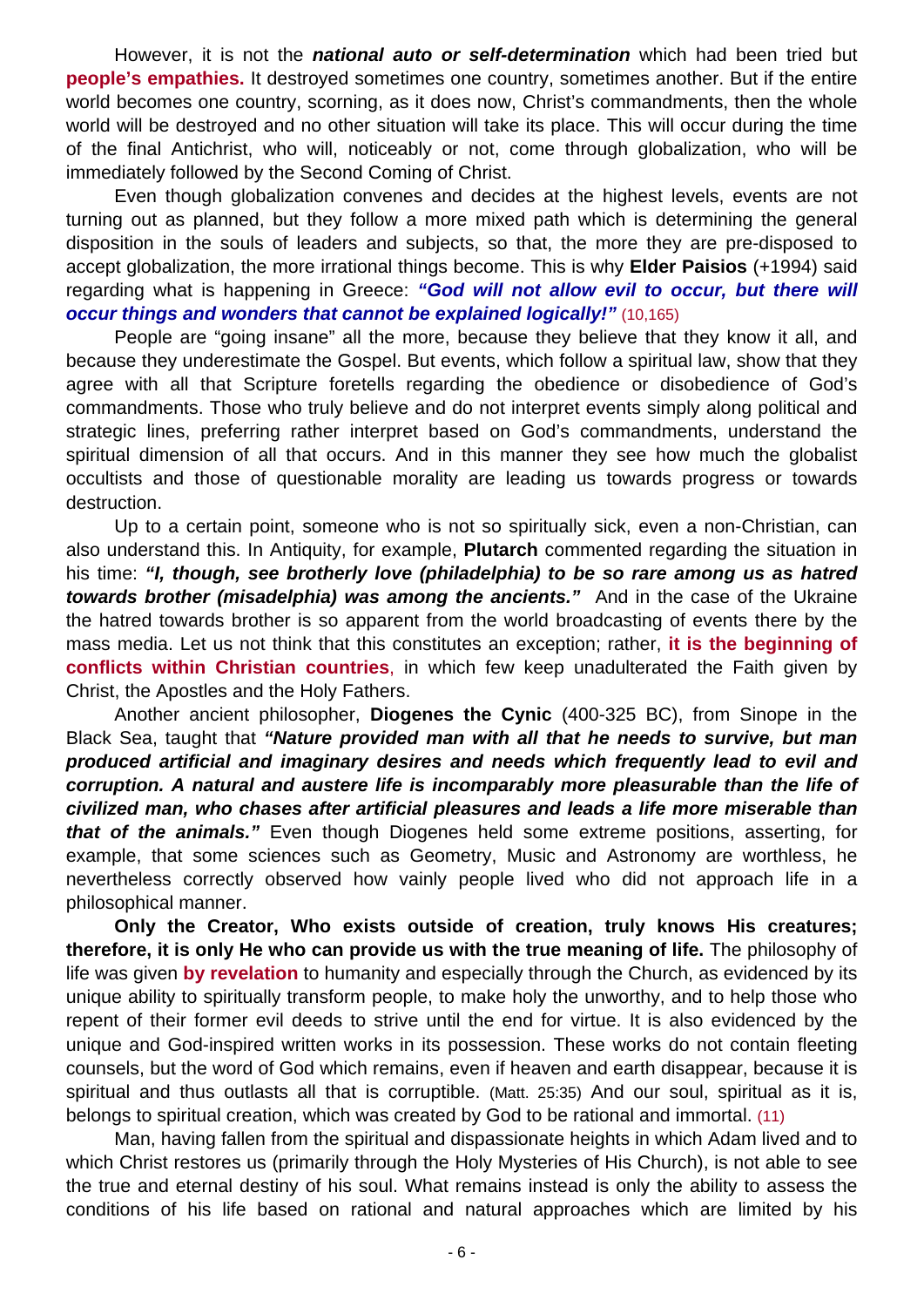However, it is not the ***national auto or self-determination*** which had been tried but **people's empathies.** It destroyed sometimes one country, sometimes another. But if the entire world becomes one country, scorning, as it does now, Christ's commandments, then the whole world will be destroyed and no other situation will take its place. This will occur during the time of the final Antichrist, who will, noticeably or not, come through globalization, who will be immediately followed by the Second Coming of Christ.

Even though globalization convenes and decides at the highest levels, events are not turning out as planned, but they follow a more mixed path which is determining the general disposition in the souls of leaders and subjects, so that, the more they are pre-disposed to accept globalization, the more irrational things become. This is why **Elder Paisios** (+1994) said regarding what is happening in Greece: ***"God will not allow evil to occur, but there will occur things and wonders that cannot be explained logically!"*** (10,165)

People are "going insane" all the more, because they believe that they know it all, and because they underestimate the Gospel. But events, which follow a spiritual law, show that they agree with all that Scripture foretells regarding the obedience or disobedience of God's commandments. Those who truly believe and do not interpret events simply along political and strategic lines, preferring rather interpret based on God's commandments, understand the spiritual dimension of all that occurs. And in this manner they see how much the globalist occultists and those of questionable morality are leading us towards progress or towards destruction.

Up to a certain point, someone who is not so spiritually sick, even a non-Christian, can also understand this. In Antiquity, for example, **Plutarch** commented regarding the situation in his time: ***"I, though, see brotherly love (philadelphia) to be so rare among us as hatred towards brother (misadelphia) was among the ancients."*** And in the case of the Ukraine the hatred towards brother is so apparent from the world broadcasting of events there by the mass media. Let us not think that this constitutes an exception; rather, **it is the beginning of conflicts within Christian countries**, in which few keep unadulterated the Faith given by Christ, the Apostles and the Holy Fathers.

Another ancient philosopher, **Diogenes the Cynic** (400-325 BC), from Sinope in the Black Sea, taught that ***"Nature provided man with all that he needs to survive, but man produced artificial and imaginary desires and needs which frequently lead to evil and corruption. A natural and austere life is incomparably more pleasurable than the life of civilized man, who chases after artificial pleasures and leads a life more miserable than that of the animals."*** Even though Diogenes held some extreme positions, asserting, for example, that some sciences such as Geometry, Music and Astronomy are worthless, he nevertheless correctly observed how vainly people lived who did not approach life in a philosophical manner.

**Only the Creator, Who exists outside of creation, truly knows His creatures; therefore, it is only He who can provide us with the true meaning of life.** The philosophy of life was given **by revelation** to humanity and especially through the Church, as evidenced by its unique ability to spiritually transform people, to make holy the unworthy, and to help those who repent of their former evil deeds to strive until the end for virtue. It is also evidenced by the unique and God-inspired written works in its possession. These works do not contain fleeting counsels, but the word of God which remains, even if heaven and earth disappear, because it is spiritual and thus outlasts all that is corruptible. (Matt. 25:35) And our soul, spiritual as it is, belongs to spiritual creation, which was created by God to be rational and immortal. (11)

Man, having fallen from the spiritual and dispassionate heights in which Adam lived and to which Christ restores us (primarily through the Holy Mysteries of His Church), is not able to see the true and eternal destiny of his soul. What remains instead is only the ability to assess the conditions of his life based on rational and natural approaches which are limited by his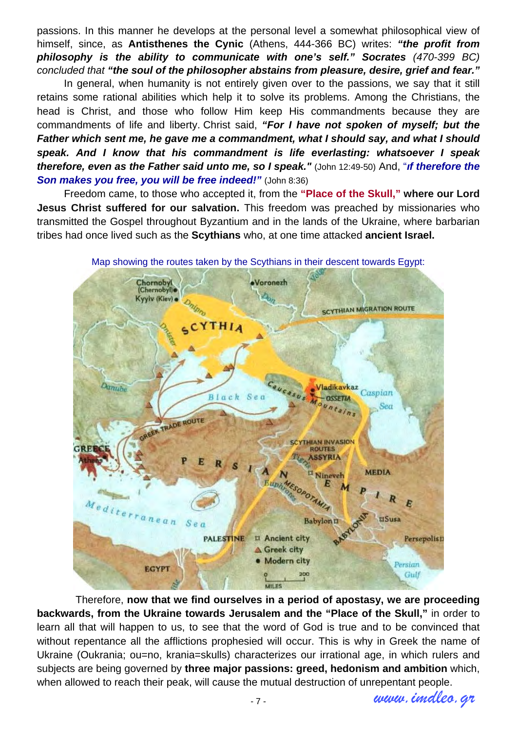passions. In this manner he develops at the personal level a somewhat philosophical view of himself, since, as **Antisthenes the Cynic** (Athens, 444-366 BC) writes: ***"the profit from philosophy is the ability to communicate with one's self." Socrates*** *(470-399 BC) concluded that* ***"the soul of the philosopher abstains from pleasure, desire, grief and fear."***

In general, when humanity is not entirely given over to the passions, we say that it still retains some rational abilities which help it to solve its problems. Among the Christians, the head is Christ, and those who follow Him keep His commandments because they are commandments of life and liberty. Christ said, ***"For I have not spoken of myself; but the Father which sent me, he gave me a commandment, what I should say, and what I should speak. And I know that his commandment is life everlasting: whatsoever I speak therefore, even as the Father said unto me, so I speak."*** (John 12:49-50) And, "***If therefore the Son makes you free, you will be free indeed!"*** (John 8:36)

Freedom came, to those who accepted it, from the **"Place of the Skull," where our Lord Jesus Christ suffered for our salvation.** This freedom was preached by missionaries who transmitted the Gospel throughout Byzantium and in the lands of the Ukraine, where barbarian tribes had once lived such as the **Scythians** who, at one time attacked **ancient Israel.**

Map showing the routes taken by the Scythians in their descent towards Egypt:

Therefore, **now that we find ourselves in a period of apostasy, we are proceeding backwards, from the Ukraine towards Jerusalem and the "Place of the Skull,"** in order to learn all that will happen to us, to see that the word of God is true and to be convinced that without repentance all the afflictions prophesied will occur. This is why in Greek the name of Ukraine (Oukrania; ou=no, krania=skulls) characterizes our irrational age, in which rulers and subjects are being governed by **three major passions: greed, hedonism and ambition** which, when allowed to reach their peak, will cause the mutual destruction of unrepentant people.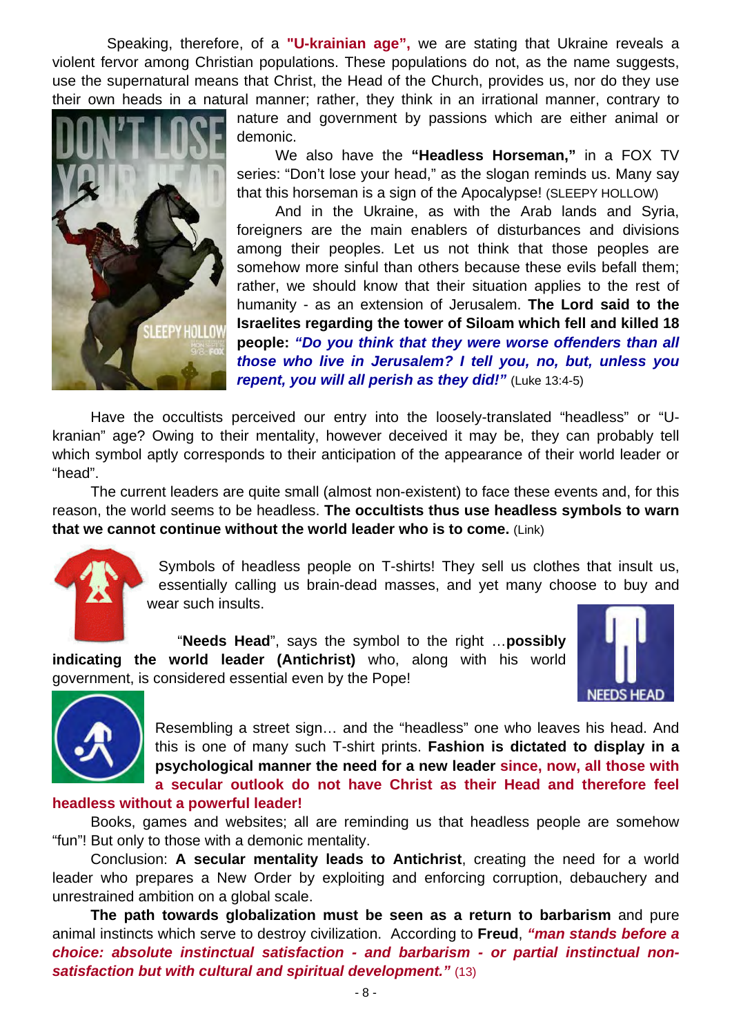Speaking, therefore, of a **"U-krainian age",** we are stating that Ukraine reveals a violent fervor among Christian populations. These populations do not, as the name suggests, use the supernatural means that Christ, the Head of the Church, provides us, nor do they use their own heads in a natural manner; rather, they think in an irrational manner, contrary to nature and government by passions which are either animal or demonic.

We also have the **"Headless Horseman,"** in a FOX TV series: "Don't lose your head," as the slogan reminds us. Many say that this horseman is a sign of the Apocalypse! (SLEEPY HOLLOW)

And in the Ukraine, as with the Arab lands and Syria, foreigners are the main enablers of disturbances and divisions among their peoples. Let us not think that those peoples are somehow more sinful than others because these evils befall them; rather, we should know that their situation applies to the rest of humanity - as an extension of Jerusalem. **The Lord said to the Israelites regarding the tower of Siloam which fell and killed 18 people:** ***"Do you think that they were worse offenders than all those who live in Jerusalem? I tell you, no, but, unless you repent, you will all perish as they did!"*** (Luke 13:4-5)

Have the occultists perceived our entry into the loosely-translated "headless" or "U-kranian" age? Owing to their mentality, however deceived it may be, they can probably tell which symbol aptly corresponds to their anticipation of the appearance of their world leader or "head".

The current leaders are quite small (almost non-existent) to face these events and, for this reason, the world seems to be headless. **The occultists thus use headless symbols to warn that we cannot continue without the world leader who is to come.** (Link)

Symbols of headless people on T-shirts! They sell us clothes that insult us, essentially calling us brain-dead masses, and yet many choose to buy and wear such insults.

"**Needs Head**", says the symbol to the right …**possibly indicating the world leader (Antichrist)** who, along with his world government, is considered essential even by the Pope!

Resembling a street sign… and the "headless" one who leaves his head. And this is one of many such T-shirt prints. **Fashion is dictated to display in a psychological manner the need for a new leader since, now, all those with a secular outlook do not have Christ as their Head and therefore feel headless without a powerful leader!**

Books, games and websites; all are reminding us that headless people are somehow "fun"! But only to those with a demonic mentality.

Conclusion: **A secular mentality leads to Antichrist**, creating the need for a world leader who prepares a New Order by exploiting and enforcing corruption, debauchery and unrestrained ambition on a global scale.

**The path towards globalization must be seen as a return to barbarism** and pure animal instincts which serve to destroy civilization. According to **Freud**, ***"man stands before a choice: absolute instinctual satisfaction - and barbarism - or partial instinctual non-satisfaction but with cultural and spiritual development."*** (13)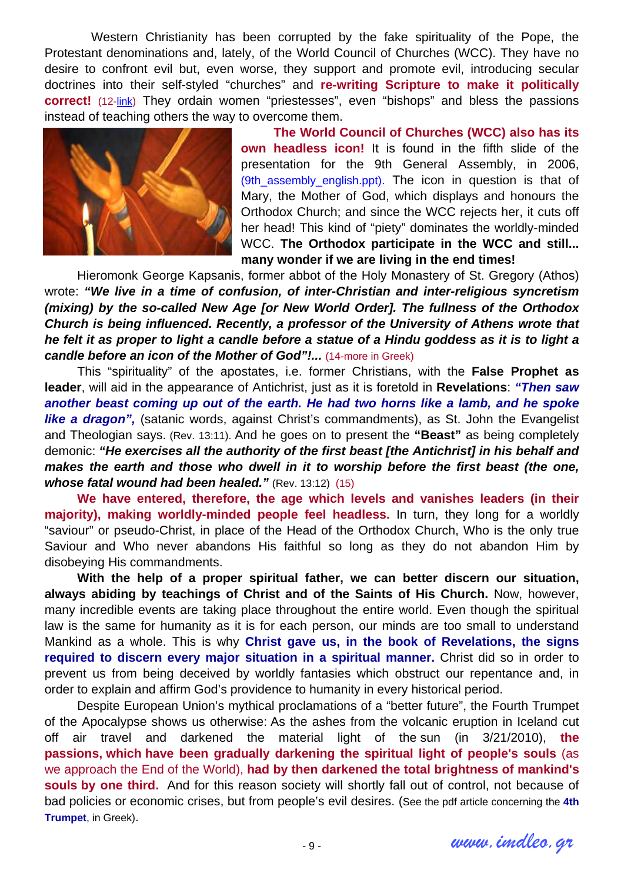Western Christianity has been corrupted by the fake spirituality of the Pope, the Protestant denominations and, lately, of the World Council of Churches (WCC). They have no desire to confront evil but, even worse, they support and promote evil, introducing secular doctrines into their self-styled "churches" and **re-writing Scripture to make it politically correct!** (12-link) They ordain women "priestesses", even "bishops" and bless the passions instead of teaching others the way to overcome them.

**The World Council of Churches (WCC) also has its own headless icon!** It is found in the fifth slide of the presentation for the 9th General Assembly, in 2006, (9th_assembly_english.ppt). The icon in question is that of Mary, the Mother of God, which displays and honours the Orthodox Church; and since the WCC rejects her, it cuts off her head! This kind of "piety" dominates the worldly-minded WCC. **The Orthodox participate in the WCC and still... many wonder if we are living in the end times!**

Hieromonk George Kapsanis, former abbot of the Holy Monastery of St. Gregory (Athos) wrote: ***"We live in a time of confusion, of inter-Christian and inter-religious syncretism (mixing) by the so-called New Age [or New World Order]. The fullness of the Orthodox Church is being influenced. Recently, a professor of the University of Athens wrote that he felt it as proper to light a candle before a statue of a Hindu goddess as it is to light a candle before an icon of the Mother of God"!...*** (14-more in Greek)

This "spirituality" of the apostates, i.e. former Christians, with the **False Prophet as leader**, will aid in the appearance of Antichrist, just as it is foretold in **Revelations**: ***"Then saw another beast coming up out of the earth. He had two horns like a lamb, and he spoke like a dragon",*** (satanic words, against Christ's commandments), as St. John the Evangelist and Theologian says. (Rev. 13:11). And he goes on to present the **"Beast"** as being completely demonic: ***"He exercises all the authority of the first beast [the Antichrist] in his behalf and makes the earth and those who dwell in it to worship before the first beast (the one, whose fatal wound had been healed."*** (Rev. 13:12) (15)

**We have entered, therefore, the age which levels and vanishes leaders (in their majority), making worldly-minded people feel headless.** In turn, they long for a worldly "saviour" or pseudo-Christ, in place of the Head of the Orthodox Church, Who is the only true Saviour and Who never abandons His faithful so long as they do not abandon Him by disobeying His commandments.

**With the help of a proper spiritual father, we can better discern our situation, always abiding by teachings of Christ and of the Saints of His Church.** Now, however, many incredible events are taking place throughout the entire world. Even though the spiritual law is the same for humanity as it is for each person, our minds are too small to understand Mankind as a whole. This is why **Christ gave us, in the book of Revelations, the signs required to discern every major situation in a spiritual manner.** Christ did so in order to prevent us from being deceived by worldly fantasies which obstruct our repentance and, in order to explain and affirm God's providence to humanity in every historical period.

Despite European Union's mythical proclamations of a "better future", the Fourth Trumpet of the Apocalypse shows us otherwise: As the ashes from the volcanic eruption in Iceland cut off air travel and darkened the material light of the sun (in 3/21/2010), **the passions, which have been gradually darkening the spiritual light of people's souls** (as we approach the End of the World), **had by then darkened the total brightness of mankind's souls by one third.** And for this reason society will shortly fall out of control, not because of bad policies or economic crises, but from people's evil desires. (See the pdf article concerning the **4th Trumpet**, in Greek).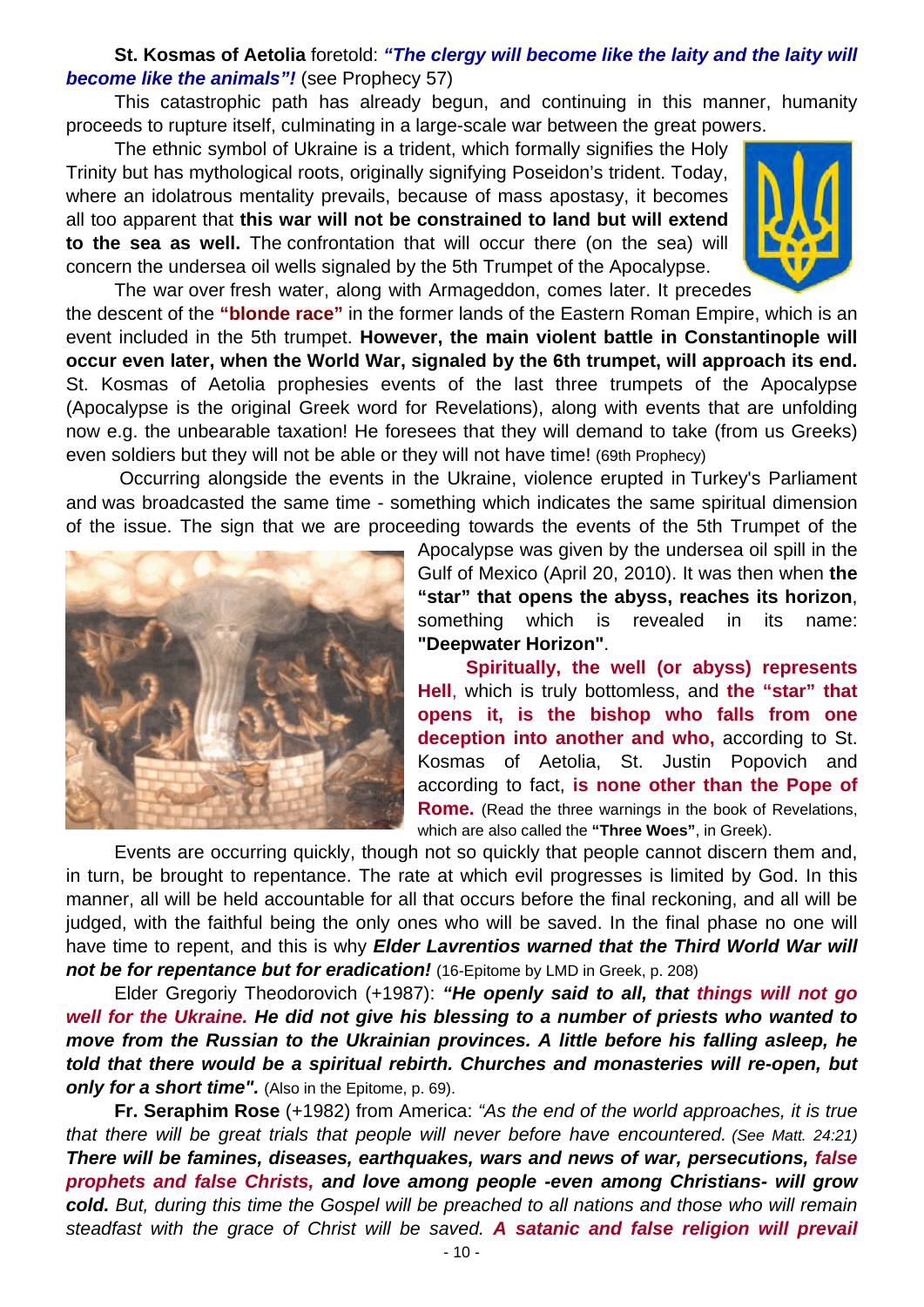**St. Kosmas of Aetolia** foretold: ***"The clergy will become like the laity and the laity will become like the animals"!*** (see Prophecy 57)

This catastrophic path has already begun, and continuing in this manner, humanity proceeds to rupture itself, culminating in a large-scale war between the great powers.

The ethnic symbol of Ukraine is a trident, which formally signifies the Holy Trinity but has mythological roots, originally signifying Poseidon's trident. Today, where an idolatrous mentality prevails, because of mass apostasy, it becomes all too apparent that **this war will not be constrained to land but will extend to the sea as well.** The confrontation that will occur there (on the sea) will concern the undersea oil wells signaled by the 5th Trumpet of the Apocalypse.

The war over fresh water, along with Armageddon, comes later. It precedes the descent of the **"blonde race"** in the former lands of the Eastern Roman Empire, which is an event included in the 5th trumpet. **However, the main violent battle in Constantinople will occur even later, when the World War, signaled by the 6th trumpet, will approach its end.** St. Kosmas of Aetolia prophesies events of the last three trumpets of the Apocalypse (Apocalypse is the original Greek word for Revelations), along with events that are unfolding now e.g. the unbearable taxation! He foresees that they will demand to take (from us Greeks) even soldiers but they will not be able or they will not have time! (69th Prophecy)

Occurring alongside the events in the Ukraine, violence erupted in Turkey's Parliament and was broadcasted the same time - something which indicates the same spiritual dimension of the issue. The sign that we are proceeding towards the events of the 5th Trumpet of the Apocalypse was given by the undersea oil spill in the Gulf of Mexico (April 20, 2010). It was then when **the "star" that opens the abyss, reaches its horizon**, something which is revealed in its name: **"Deepwater Horizon"**.

**Spiritually, the well (or abyss) represents Hell**, which is truly bottomless, and **the "star" that opens it, is the bishop who falls from one deception into another and who,** according to St. Kosmas of Aetolia, St. Justin Popovich and according to fact, **is none other than the Pope of Rome.** (Read the three warnings in the book of Revelations, which are also called the **"Three Woes"**, in Greek).

Events are occurring quickly, though not so quickly that people cannot discern them and, in turn, be brought to repentance. The rate at which evil progresses is limited by God. In this manner, all will be held accountable for all that occurs before the final reckoning, and all will be judged, with the faithful being the only ones who will be saved. In the final phase no one will have time to repent, and this is why ***Elder Lavrentios warned that the Third World War will not be for repentance but for eradication!*** (16-Epitome by LMD in Greek, p. 208)

Elder Gregoriy Theodorovich (+1987): ***"He openly said to all, that things will not go well for the Ukraine. He did not give his blessing to a number of priests who wanted to move from the Russian to the Ukrainian provinces. A little before his falling asleep, he told that there would be a spiritual rebirth. Churches and monasteries will re-open, but only for a short time".*** (Also in the Epitome, p. 69).

**Fr. Seraphim Rose** (+1982) from America: *"As the end of the world approaches, it is true that there will be great trials that people will never before have encountered. (See Matt. 24:21)* ***There will be famines, diseases, earthquakes, wars and news of war, persecutions, false prophets and false Christs, and love among people -even among Christians- will grow cold.*** *But, during this time the Gospel will be preached to all nations and those who will remain steadfast with the grace of Christ will be saved.* ***A satanic and false religion will prevail***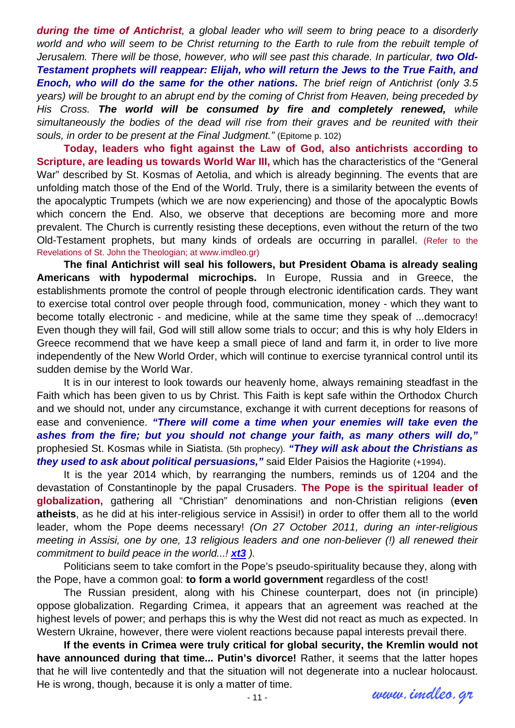***during the time of Antichrist**, a global leader who will seem to bring peace to a disorderly world and who will seem to be Christ returning to the Earth to rule from the rebuilt temple of Jerusalem. There will be those, however, who will see past this charade. In particular, **two Old-Testament prophets will reappear: Elijah, who will return the Jews to the True Faith, and Enoch, who will do the same for the other nations.** The brief reign of Antichrist (only 3.5 years) will be brought to an abrupt end by the coming of Christ from Heaven, being preceded by His Cross. **The world will be consumed by fire and completely renewed,** while simultaneously the bodies of the dead will rise from their graves and be reunited with their souls, in order to be present at the Final Judgment."* (Epitome p. 102)

**Today, leaders who fight against the Law of God, also antichrists according to Scripture, are leading us towards World War III,** which has the characteristics of the "General War" described by St. Kosmas of Aetolia, and which is already beginning. The events that are unfolding match those of the End of the World. Truly, there is a similarity between the events of the apocalyptic Trumpets (which we are now experiencing) and those of the apocalyptic Bowls which concern the End. Also, we observe that deceptions are becoming more and more prevalent. The Church is currently resisting these deceptions, even without the return of the two Old-Testament prophets, but many kinds of ordeals are occurring in parallel. (Refer to the Revelations of St. John the Theologian; at www.imdleo.gr)

**The final Antichrist will seal his followers, but President Obama is already sealing Americans with hypodermal microchips.** In Europe, Russia and in Greece, the establishments promote the control of people through electronic identification cards. They want to exercise total control over people through food, communication, money - which they want to become totally electronic - and medicine, while at the same time they speak of ...democracy! Even though they will fail, God will still allow some trials to occur; and this is why holy Elders in Greece recommend that we have keep a small piece of land and farm it, in order to live more independently of the New World Order, which will continue to exercise tyrannical control until its sudden demise by the World War.

It is in our interest to look towards our heavenly home, always remaining steadfast in the Faith which has been given to us by Christ. This Faith is kept safe within the Orthodox Church and we should not, under any circumstance, exchange it with current deceptions for reasons of ease and convenience. ***"There will come a time when your enemies will take even the ashes from the fire; but you should not change your faith, as many others will do,"*** prophesied St. Kosmas while in Siatista. (5th prophecy). ***"They will ask about the Christians as they used to ask about political persuasions,"*** said Elder Paisios the Hagiorite (+1994).

It is the year 2014 which, by rearranging the numbers, reminds us of 1204 and the devastation of Constantinople by the papal Crusaders. **The Pope is the spiritual leader of globalization,** gathering all "Christian" denominations and non-Christian religions (**even atheists**, as he did at his inter-religious service in Assisi!) in order to offer them all to the world leader, whom the Pope deems necessary! *(On 27 October 2011, during an inter-religious meeting in Assisi, one by one, 13 religious leaders and one non-believer (!) all renewed their commitment to build peace in the world...! **xt3** ).*

Politicians seem to take comfort in the Pope's pseudo-spirituality because they, along with the Pope, have a common goal: **to form a world government** regardless of the cost!

The Russian president, along with his Chinese counterpart, does not (in principle) oppose globalization. Regarding Crimea, it appears that an agreement was reached at the highest levels of power; and perhaps this is why the West did not react as much as expected. In Western Ukraine, however, there were violent reactions because papal interests prevail there.

**If the events in Crimea were truly critical for global security, the Kremlin would not have announced during that time... Putin's divorce!** Rather, it seems that the latter hopes that he will live contentedly and that the situation will not degenerate into a nuclear holocaust. He is wrong, though, because it is only a matter of time.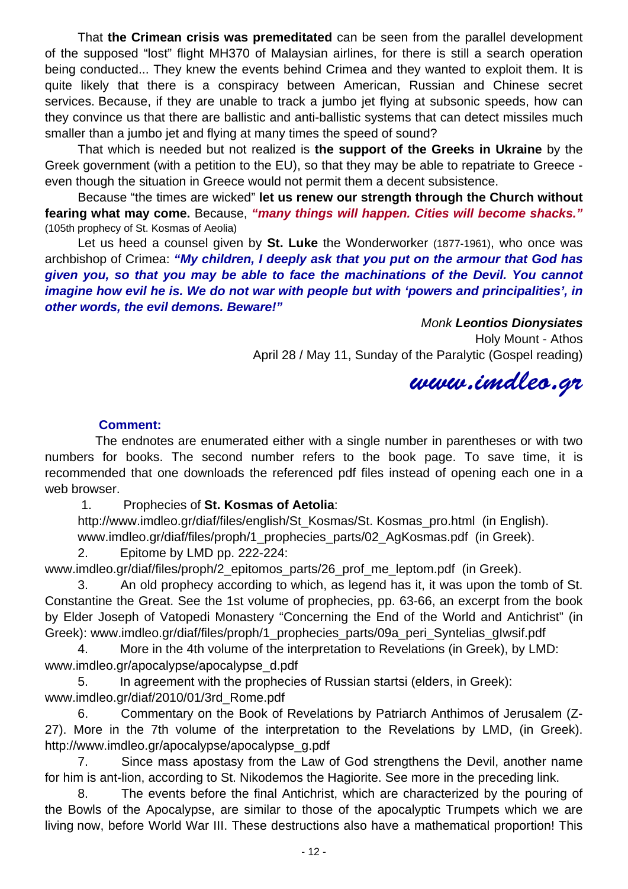That **the Crimean crisis was premeditated** can be seen from the parallel development of the supposed "lost" flight MH370 of Malaysian airlines, for there is still a search operation being conducted... They knew the events behind Crimea and they wanted to exploit them. It is quite likely that there is a conspiracy between American, Russian and Chinese secret services. Because, if they are unable to track a jumbo jet flying at subsonic speeds, how can they convince us that there are ballistic and anti-ballistic systems that can detect missiles much smaller than a jumbo jet and flying at many times the speed of sound?

That which is needed but not realized is **the support of the Greeks in Ukraine** by the Greek government (with a petition to the EU), so that they may be able to repatriate to Greece - even though the situation in Greece would not permit them a decent subsistence.

Because "the times are wicked" **let us renew our strength through the Church without fearing what may come.** Because, ***"many things will happen. Cities will become shacks."*** (105th prophecy of St. Kosmas of Aeolia)

Let us heed a counsel given by **St. Luke** the Wonderworker (1877-1961), who once was archbishop of Crimea: ***"My children, I deeply ask that you put on the armour that God has given you, so that you may be able to face the machinations of the Devil. You cannot imagine how evil he is. We do not war with people but with 'powers and principalities', in other words, the evil demons. Beware!"***

*Monk* ***Leontios Dionysiates***
Holy Mount - Athos
April 28 / May 11, Sunday of the Paralytic (Gospel reading)

***www.imdleo.gr***

**Comment:**

The endnotes are enumerated either with a single number in parentheses or with two numbers for books. The second number refers to the book page. To save time, it is recommended that one downloads the referenced pdf files instead of opening each one in a web browser.

1. Prophecies of **St. Kosmas of Aetolia**:
http://www.imdleo.gr/diaf/files/english/St_Kosmas/St. Kosmas_pro.html (in English).
www.imdleo.gr/diaf/files/proph/1_prophecies_parts/02_AgKosmas.pdf (in Greek).

2. Epitome by LMD pp. 222-224:
www.imdleo.gr/diaf/files/proph/2_epitomos_parts/26_prof_me_leptom.pdf (in Greek).

3. An old prophecy according to which, as legend has it, it was upon the tomb of St. Constantine the Great. See the 1st volume of prophecies, pp. 63-66, an excerpt from the book by Elder Joseph of Vatopedi Monastery "Concerning the End of the World and Antichrist" (in Greek): www.imdleo.gr/diaf/files/proph/1_prophecies_parts/09a_peri_Syntelias_glwsif.pdf

4. More in the 4th volume of the interpretation to Revelations (in Greek), by LMD:
www.imdleo.gr/apocalypse/apocalypse_d.pdf

5. In agreement with the prophecies of Russian startsi (elders, in Greek):
www.imdleo.gr/diaf/2010/01/3rd_Rome.pdf

6. Commentary on the Book of Revelations by Patriarch Anthimos of Jerusalem (Z-27). More in the 7th volume of the interpretation to the Revelations by LMD, (in Greek). http://www.imdleo.gr/apocalypse/apocalypse_g.pdf

7. Since mass apostasy from the Law of God strengthens the Devil, another name for him is ant-lion, according to St. Nikodemos the Hagiorite. See more in the preceding link.

8. The events before the final Antichrist, which are characterized by the pouring of the Bowls of the Apocalypse, are similar to those of the apocalyptic Trumpets which we are living now, before World War III. These destructions also have a mathematical proportion! This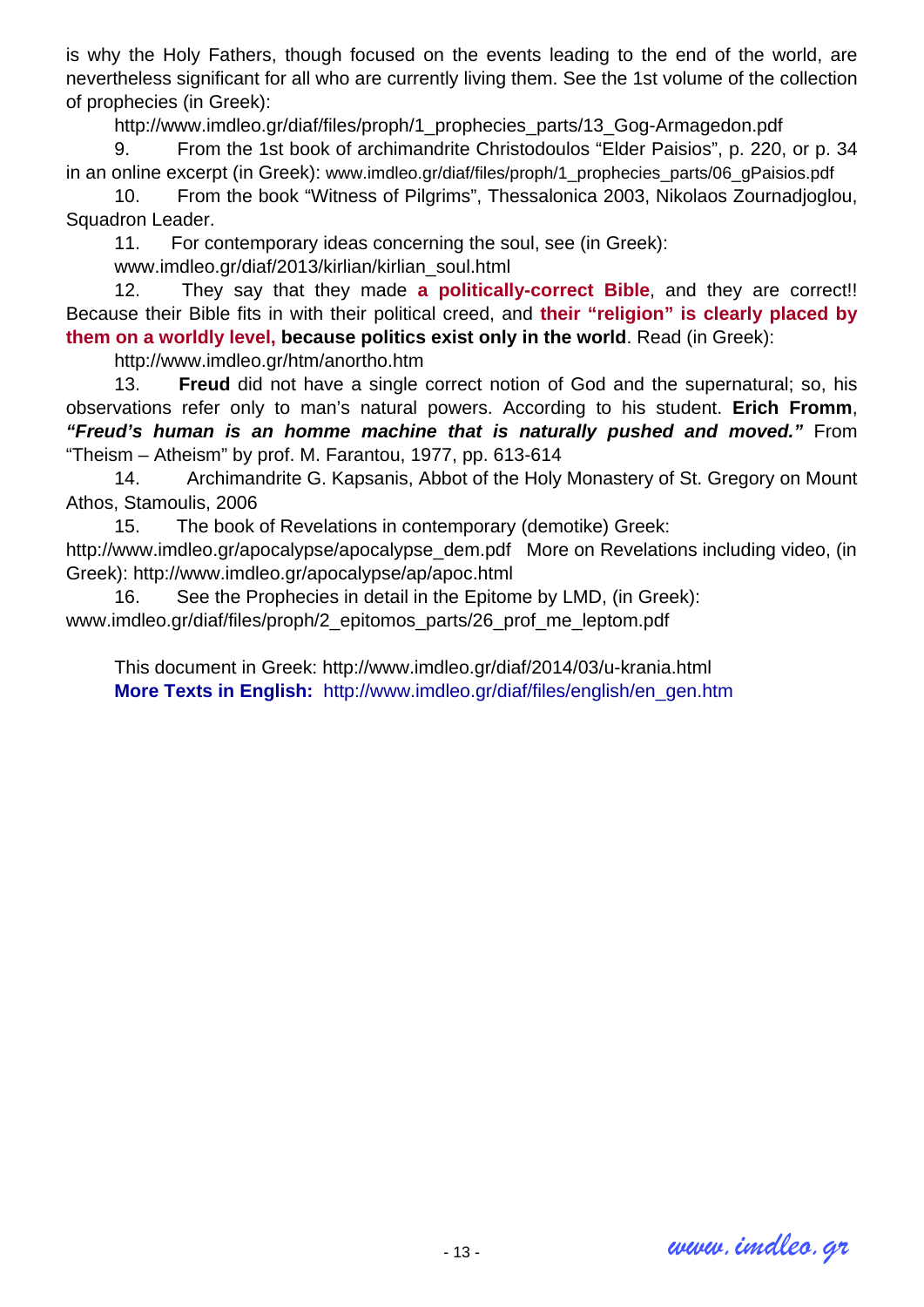is why the Holy Fathers, though focused on the events leading to the end of the world, are nevertheless significant for all who are currently living them. See the 1st volume of the collection of prophecies (in Greek):

http://www.imdleo.gr/diaf/files/proph/1_prophecies_parts/13_Gog-Armagedon.pdf

9. From the 1st book of archimandrite Christodoulos "Elder Paisios", p. 220, or p. 34 in an online excerpt (in Greek): www.imdleo.gr/diaf/files/proph/1_prophecies_parts/06_gPaisios.pdf

10. From the book "Witness of Pilgrims", Thessalonica 2003, Nikolaos Zournadjoglou, Squadron Leader.

11. For contemporary ideas concerning the soul, see (in Greek):

www.imdleo.gr/diaf/2013/kirlian/kirlian_soul.html

12. They say that they made **a politically-correct Bible**, and they are correct!! Because their Bible fits in with their political creed, and **their "religion" is clearly placed by them on a worldly level, because politics exist only in the world**. Read (in Greek):

http://www.imdleo.gr/htm/anortho.htm

13. **Freud** did not have a single correct notion of God and the supernatural; so, his observations refer only to man's natural powers. According to his student. **Erich Fromm**, ***"Freud's human is an homme machine that is naturally pushed and moved."*** From "Theism – Atheism" by prof. M. Farantou, 1977, pp. 613-614

14. Archimandrite G. Kapsanis, Abbot of the Holy Monastery of St. Gregory on Mount Athos, Stamoulis, 2006

15. The book of Revelations in contemporary (demotike) Greek:
http://www.imdleo.gr/apocalypse/apocalypse_dem.pdf More on Revelations including video, (in Greek): http://www.imdleo.gr/apocalypse/ap/apoc.html

16. See the Prophecies in detail in the Epitome by LMD, (in Greek):
www.imdleo.gr/diaf/files/proph/2_epitomos_parts/26_prof_me_leptom.pdf

This document in Greek: http://www.imdleo.gr/diaf/2014/03/u-krania.html

**More Texts in English:** http://www.imdleo.gr/diaf/files/english/en_gen.htm